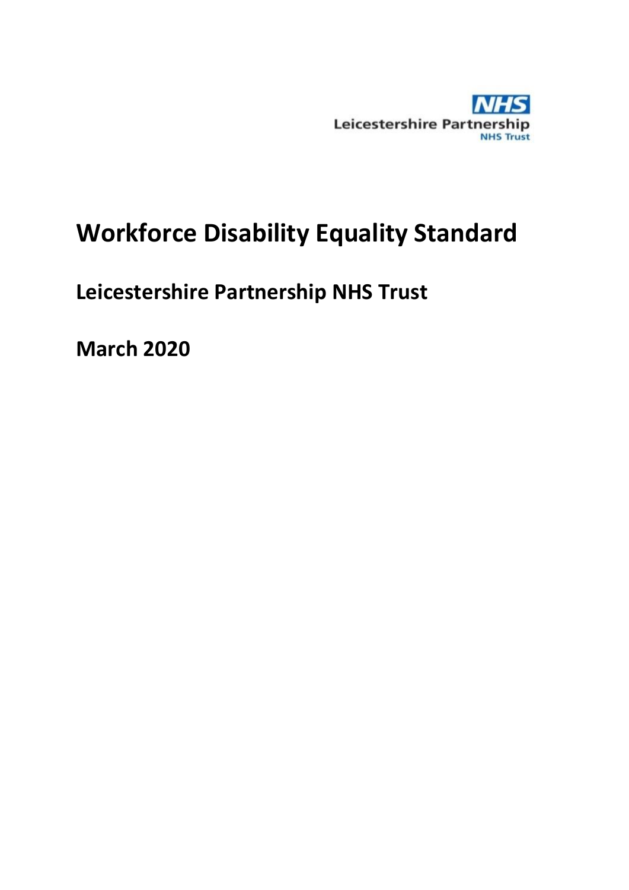NHS

Leicestershire Partnership
NHS Trust

# Workforce Disability Equality Standard

## Leicestershire Partnership NHS Trust

## March 2020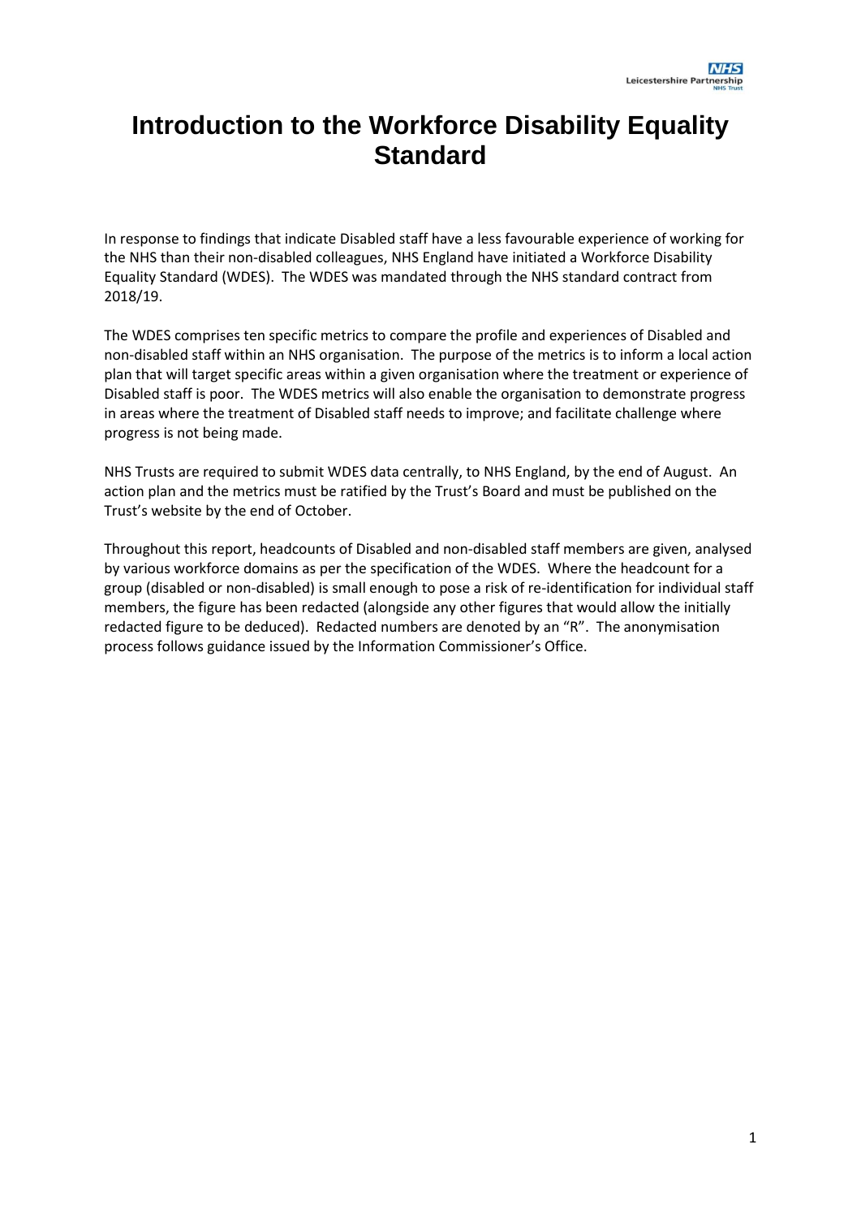# Introduction to the Workforce Disability Equality Standard

In response to findings that indicate Disabled staff have a less favourable experience of working for the NHS than their non-disabled colleagues, NHS England have initiated a Workforce Disability Equality Standard (WDES). The WDES was mandated through the NHS standard contract from 2018/19.

The WDES comprises ten specific metrics to compare the profile and experiences of Disabled and non-disabled staff within an NHS organisation. The purpose of the metrics is to inform a local action plan that will target specific areas within a given organisation where the treatment or experience of Disabled staff is poor. The WDES metrics will also enable the organisation to demonstrate progress in areas where the treatment of Disabled staff needs to improve; and facilitate challenge where progress is not being made.

NHS Trusts are required to submit WDES data centrally, to NHS England, by the end of August. An action plan and the metrics must be ratified by the Trust's Board and must be published on the Trust's website by the end of October.

Throughout this report, headcounts of Disabled and non-disabled staff members are given, analysed by various workforce domains as per the specification of the WDES. Where the headcount for a group (disabled or non-disabled) is small enough to pose a risk of re-identification for individual staff members, the figure has been redacted (alongside any other figures that would allow the initially redacted figure to be deduced). Redacted numbers are denoted by an "R". The anonymisation process follows guidance issued by the Information Commissioner's Office.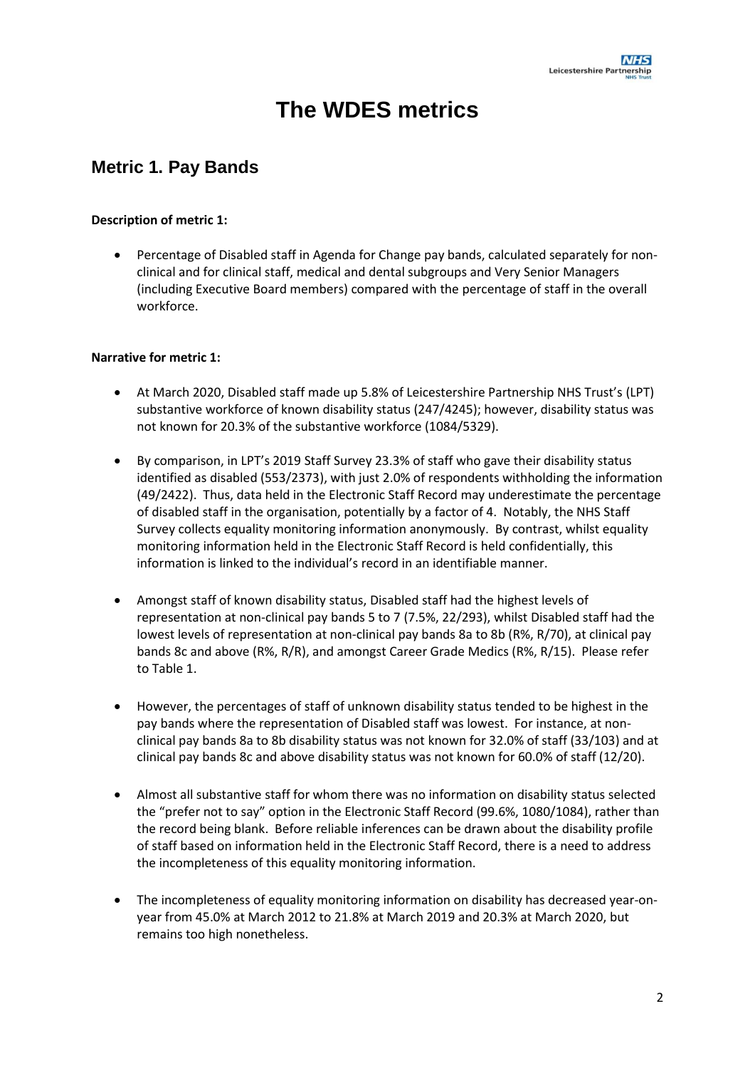# The WDES metrics

## Metric 1. Pay Bands

**Description of metric 1:**

- Percentage of Disabled staff in Agenda for Change pay bands, calculated separately for non-clinical and for clinical staff, medical and dental subgroups and Very Senior Managers (including Executive Board members) compared with the percentage of staff in the overall workforce.

**Narrative for metric 1:**

- At March 2020, Disabled staff made up 5.8% of Leicestershire Partnership NHS Trust's (LPT) substantive workforce of known disability status (247/4245); however, disability status was not known for 20.3% of the substantive workforce (1084/5329).
- By comparison, in LPT's 2019 Staff Survey 23.3% of staff who gave their disability status identified as disabled (553/2373), with just 2.0% of respondents withholding the information (49/2422). Thus, data held in the Electronic Staff Record may underestimate the percentage of disabled staff in the organisation, potentially by a factor of 4. Notably, the NHS Staff Survey collects equality monitoring information anonymously. By contrast, whilst equality monitoring information held in the Electronic Staff Record is held confidentially, this information is linked to the individual's record in an identifiable manner.
- Amongst staff of known disability status, Disabled staff had the highest levels of representation at non-clinical pay bands 5 to 7 (7.5%, 22/293), whilst Disabled staff had the lowest levels of representation at non-clinical pay bands 8a to 8b (R%, R/70), at clinical pay bands 8c and above (R%, R/R), and amongst Career Grade Medics (R%, R/15). Please refer to Table 1.
- However, the percentages of staff of unknown disability status tended to be highest in the pay bands where the representation of Disabled staff was lowest. For instance, at non-clinical pay bands 8a to 8b disability status was not known for 32.0% of staff (33/103) and at clinical pay bands 8c and above disability status was not known for 60.0% of staff (12/20).
- Almost all substantive staff for whom there was no information on disability status selected the "prefer not to say" option in the Electronic Staff Record (99.6%, 1080/1084), rather than the record being blank. Before reliable inferences can be drawn about the disability profile of staff based on information held in the Electronic Staff Record, there is a need to address the incompleteness of this equality monitoring information.
- The incompleteness of equality monitoring information on disability has decreased year-on-year from 45.0% at March 2012 to 21.8% at March 2019 and 20.3% at March 2020, but remains too high nonetheless.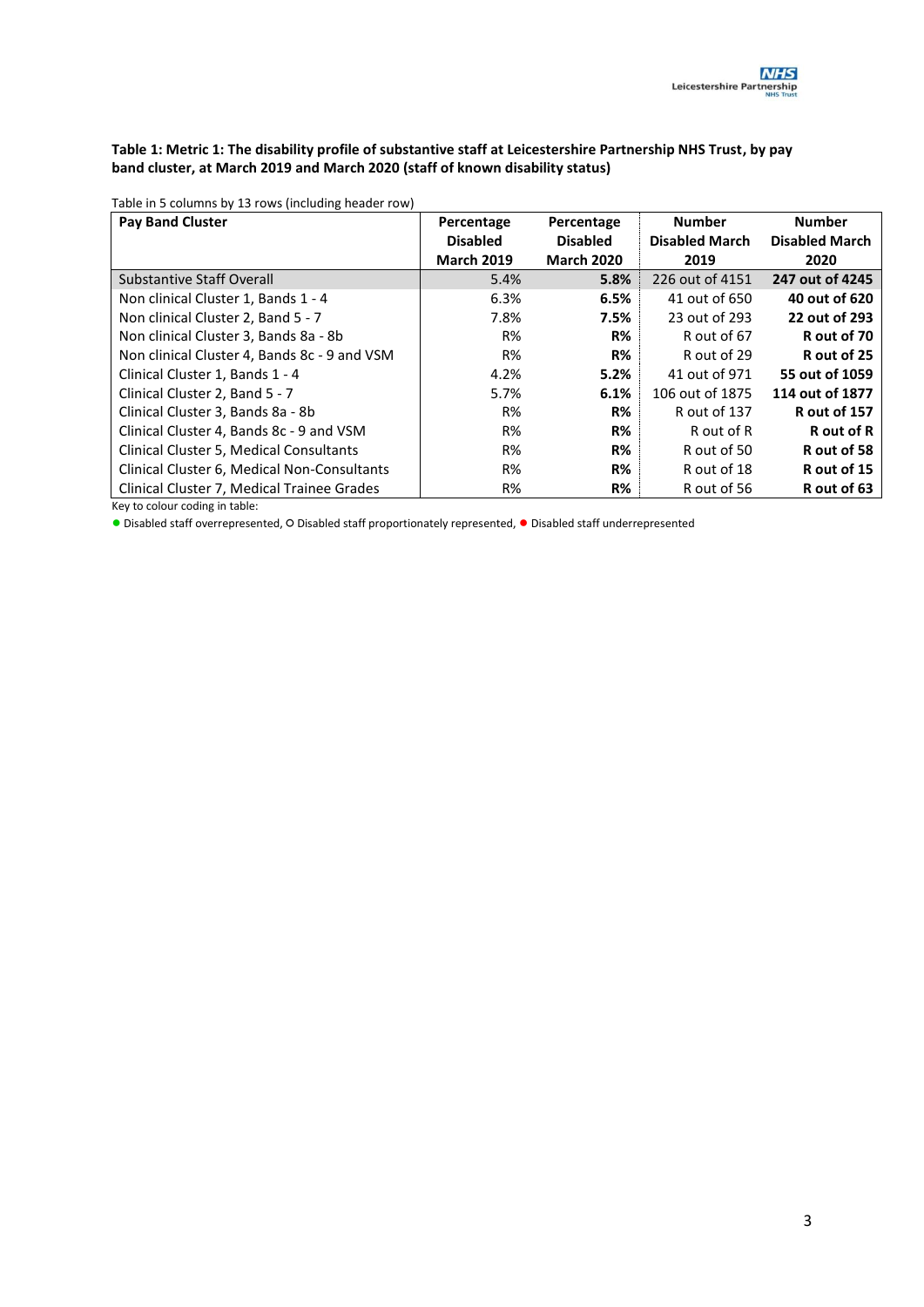**Table 1: Metric 1: The disability profile of substantive staff at Leicestershire Partnership NHS Trust, by pay band cluster, at March 2019 and March 2020 (staff of known disability status)**

Table in 5 columns by 13 rows (including header row)

| Pay Band Cluster | Percentage Disabled March 2019 | Percentage Disabled March 2020 | Number Disabled March 2019 | Number Disabled March 2020 |
|---|---|---|---|---|
| Substantive Staff Overall | 5.4% | **5.8%** | 226 out of 4151 | **247 out of 4245** |
| Non clinical Cluster 1, Bands 1 - 4 | 6.3% | **6.5%** | 41 out of 650 | **40 out of 620** |
| Non clinical Cluster 2, Band 5 - 7 | 7.8% | **7.5%** | 23 out of 293 | **22 out of 293** |
| Non clinical Cluster 3, Bands 8a - 8b | R% | **R%** | R out of 67 | **R out of 70** |
| Non clinical Cluster 4, Bands 8c - 9 and VSM | R% | **R%** | R out of 29 | **R out of 25** |
| Clinical Cluster 1, Bands 1 - 4 | 4.2% | **5.2%** | 41 out of 971 | **55 out of 1059** |
| Clinical Cluster 2, Band 5 - 7 | 5.7% | **6.1%** | 106 out of 1875 | **114 out of 1877** |
| Clinical Cluster 3, Bands 8a - 8b | R% | **R%** | R out of 137 | **R out of 157** |
| Clinical Cluster 4, Bands 8c - 9 and VSM | R% | **R%** | R out of R | **R out of R** |
| Clinical Cluster 5, Medical Consultants | R% | **R%** | R out of 50 | **R out of 58** |
| Clinical Cluster 6, Medical Non-Consultants | R% | **R%** | R out of 18 | **R out of 15** |
| Clinical Cluster 7, Medical Trainee Grades | R% | **R%** | R out of 56 | **R out of 63** |

Key to colour coding in table:

● Disabled staff overrepresented, O Disabled staff proportionately represented, ● Disabled staff underrepresented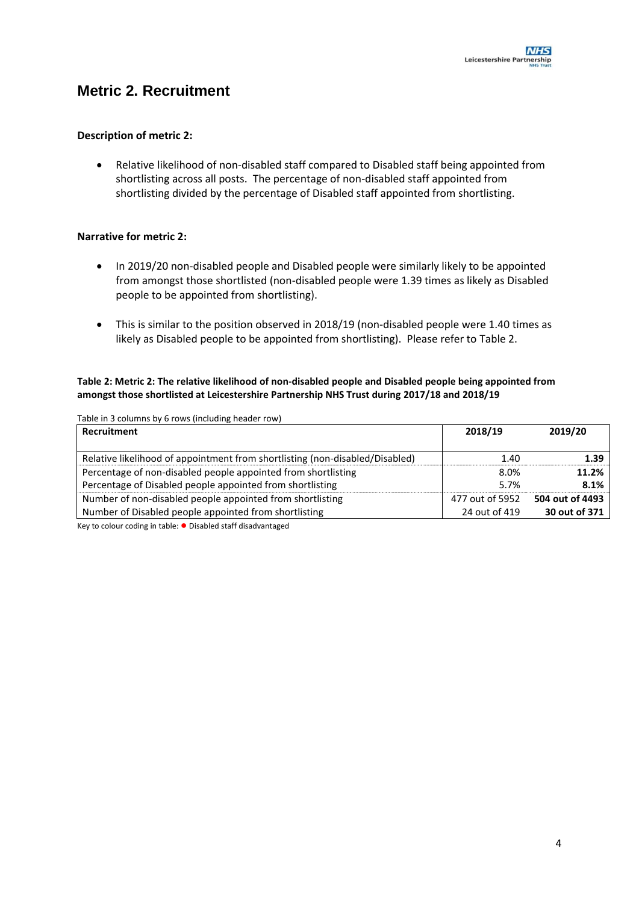## Metric 2. Recruitment

**Description of metric 2:**

- Relative likelihood of non-disabled staff compared to Disabled staff being appointed from shortlisting across all posts. The percentage of non-disabled staff appointed from shortlisting divided by the percentage of Disabled staff appointed from shortlisting.

**Narrative for metric 2:**

- In 2019/20 non-disabled people and Disabled people were similarly likely to be appointed from amongst those shortlisted (non-disabled people were 1.39 times as likely as Disabled people to be appointed from shortlisting).
- This is similar to the position observed in 2018/19 (non-disabled people were 1.40 times as likely as Disabled people to be appointed from shortlisting). Please refer to Table 2.

**Table 2: Metric 2: The relative likelihood of non-disabled people and Disabled people being appointed from amongst those shortlisted at Leicestershire Partnership NHS Trust during 2017/18 and 2018/19**

Table in 3 columns by 6 rows (including header row)

| Recruitment | 2018/19 | 2019/20 |
|---|---|---|
| Relative likelihood of appointment from shortlisting (non-disabled/Disabled) | 1.40 | **1.39** |
| Percentage of non-disabled people appointed from shortlisting | 8.0% | **11.2%** |
| Percentage of Disabled people appointed from shortlisting | 5.7% | **8.1%** |
| Number of non-disabled people appointed from shortlisting | 477 out of 5952 | **504 out of 4493** |
| Number of Disabled people appointed from shortlisting | 24 out of 419 | **30 out of 371** |

Key to colour coding in table: ● Disabled staff disadvantaged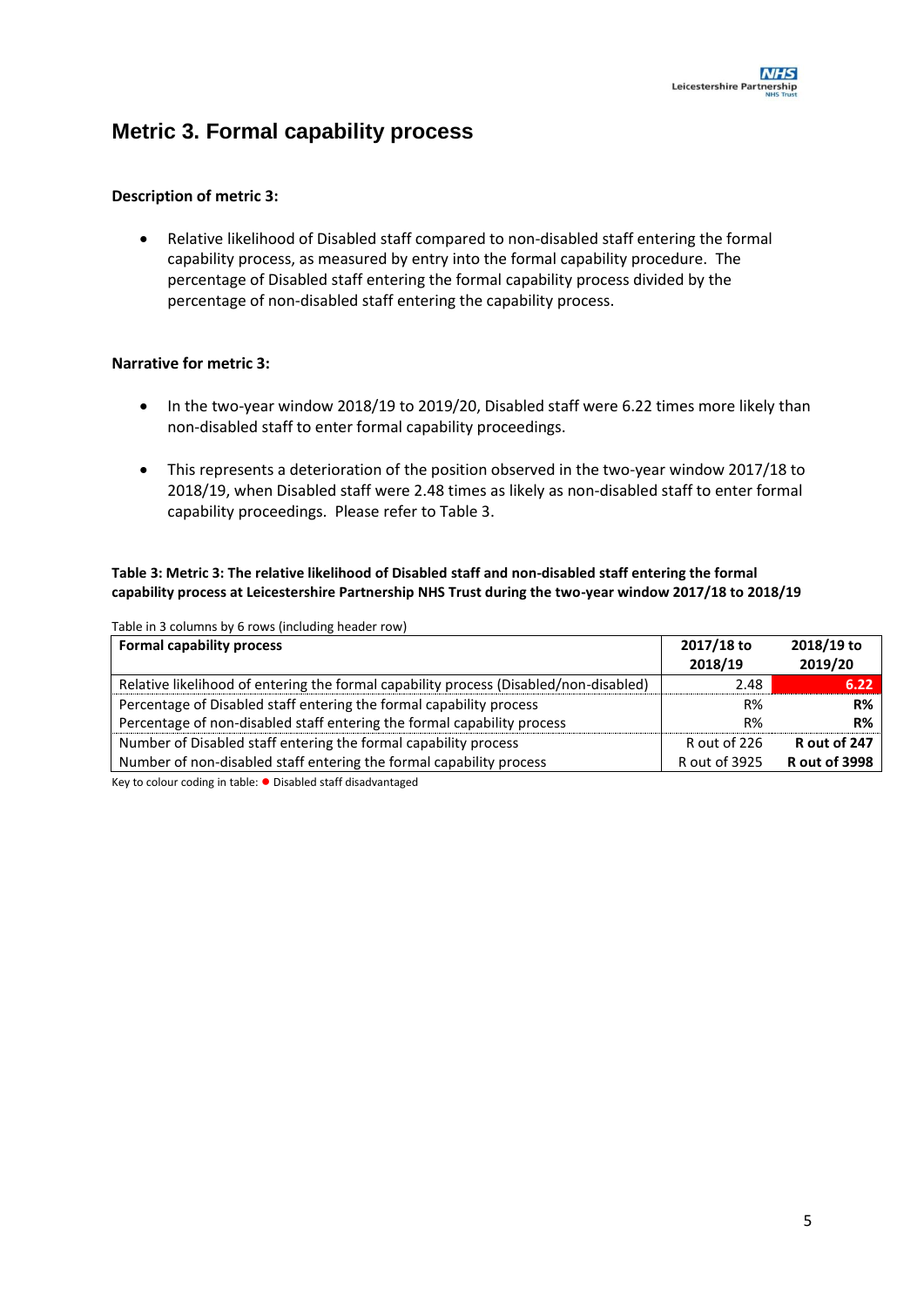## Metric 3. Formal capability process

**Description of metric 3:**

- Relative likelihood of Disabled staff compared to non-disabled staff entering the formal capability process, as measured by entry into the formal capability procedure. The percentage of Disabled staff entering the formal capability process divided by the percentage of non-disabled staff entering the capability process.

**Narrative for metric 3:**

- In the two-year window 2018/19 to 2019/20, Disabled staff were 6.22 times more likely than non-disabled staff to enter formal capability proceedings.

- This represents a deterioration of the position observed in the two-year window 2017/18 to 2018/19, when Disabled staff were 2.48 times as likely as non-disabled staff to enter formal capability proceedings. Please refer to Table 3.

**Table 3: Metric 3: The relative likelihood of Disabled staff and non-disabled staff entering the formal capability process at Leicestershire Partnership NHS Trust during the two-year window 2017/18 to 2018/19**

Table in 3 columns by 6 rows (including header row)

| Formal capability process | 2017/18 to 2018/19 | 2018/19 to 2019/20 |
|---|---|---|
| Relative likelihood of entering the formal capability process (Disabled/non-disabled) | 2.48 | **6.22** |
| Percentage of Disabled staff entering the formal capability process | R% | **R%** |
| Percentage of non-disabled staff entering the formal capability process | R% | **R%** |
| Number of Disabled staff entering the formal capability process | R out of 226 | **R out of 247** |
| Number of non-disabled staff entering the formal capability process | R out of 3925 | **R out of 3998** |

Key to colour coding in table: ● Disabled staff disadvantaged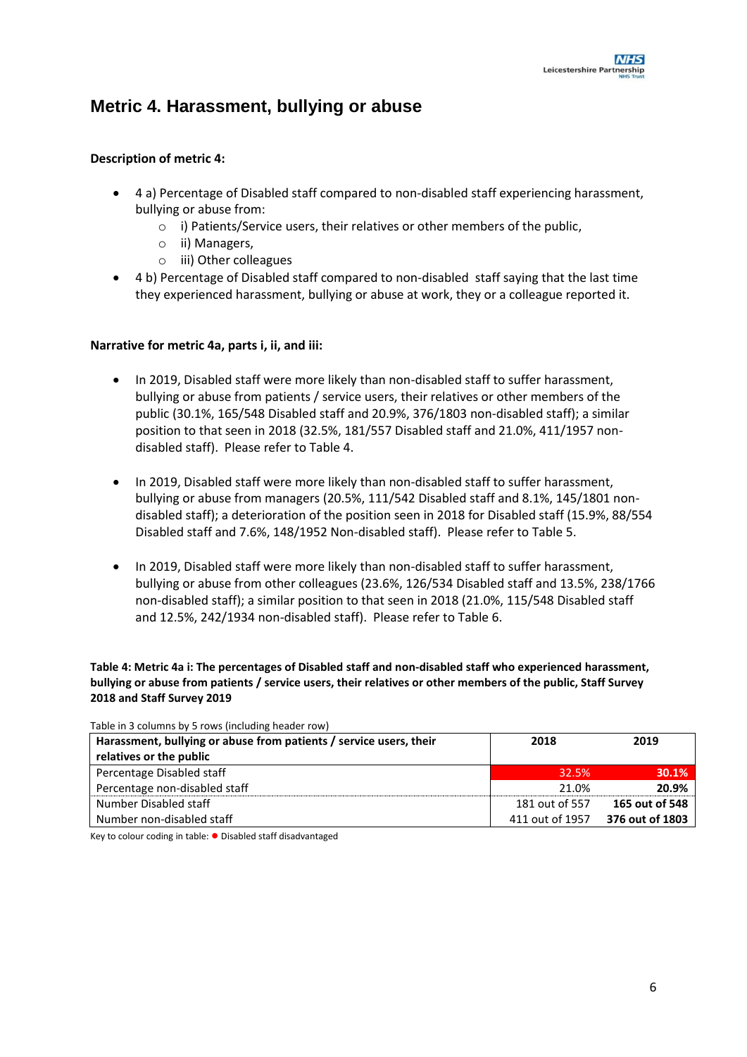## Metric 4. Harassment, bullying or abuse

**Description of metric 4:**

- 4 a) Percentage of Disabled staff compared to non-disabled staff experiencing harassment, bullying or abuse from:
  - i) Patients/Service users, their relatives or other members of the public,
  - ii) Managers,
  - iii) Other colleagues
- 4 b) Percentage of Disabled staff compared to non-disabled staff saying that the last time they experienced harassment, bullying or abuse at work, they or a colleague reported it.

**Narrative for metric 4a, parts i, ii, and iii:**

- In 2019, Disabled staff were more likely than non-disabled staff to suffer harassment, bullying or abuse from patients / service users, their relatives or other members of the public (30.1%, 165/548 Disabled staff and 20.9%, 376/1803 non-disabled staff); a similar position to that seen in 2018 (32.5%, 181/557 Disabled staff and 21.0%, 411/1957 non-disabled staff). Please refer to Table 4.

- In 2019, Disabled staff were more likely than non-disabled staff to suffer harassment, bullying or abuse from managers (20.5%, 111/542 Disabled staff and 8.1%, 145/1801 non-disabled staff); a deterioration of the position seen in 2018 for Disabled staff (15.9%, 88/554 Disabled staff and 7.6%, 148/1952 Non-disabled staff). Please refer to Table 5.

- In 2019, Disabled staff were more likely than non-disabled staff to suffer harassment, bullying or abuse from other colleagues (23.6%, 126/534 Disabled staff and 13.5%, 238/1766 non-disabled staff); a similar position to that seen in 2018 (21.0%, 115/548 Disabled staff and 12.5%, 242/1934 non-disabled staff). Please refer to Table 6.

**Table 4: Metric 4a i: The percentages of Disabled staff and non-disabled staff who experienced harassment, bullying or abuse from patients / service users, their relatives or other members of the public, Staff Survey 2018 and Staff Survey 2019**

Table in 3 columns by 5 rows (including header row)

| Harassment, bullying or abuse from patients / service users, their relatives or the public | 2018 | 2019 |
|---|---|---|
| Percentage Disabled staff | 32.5% | **30.1%** |
| Percentage non-disabled staff | 21.0% | **20.9%** |
| Number Disabled staff | 181 out of 557 | **165 out of 548** |
| Number non-disabled staff | 411 out of 1957 | **376 out of 1803** |

Key to colour coding in table: ● Disabled staff disadvantaged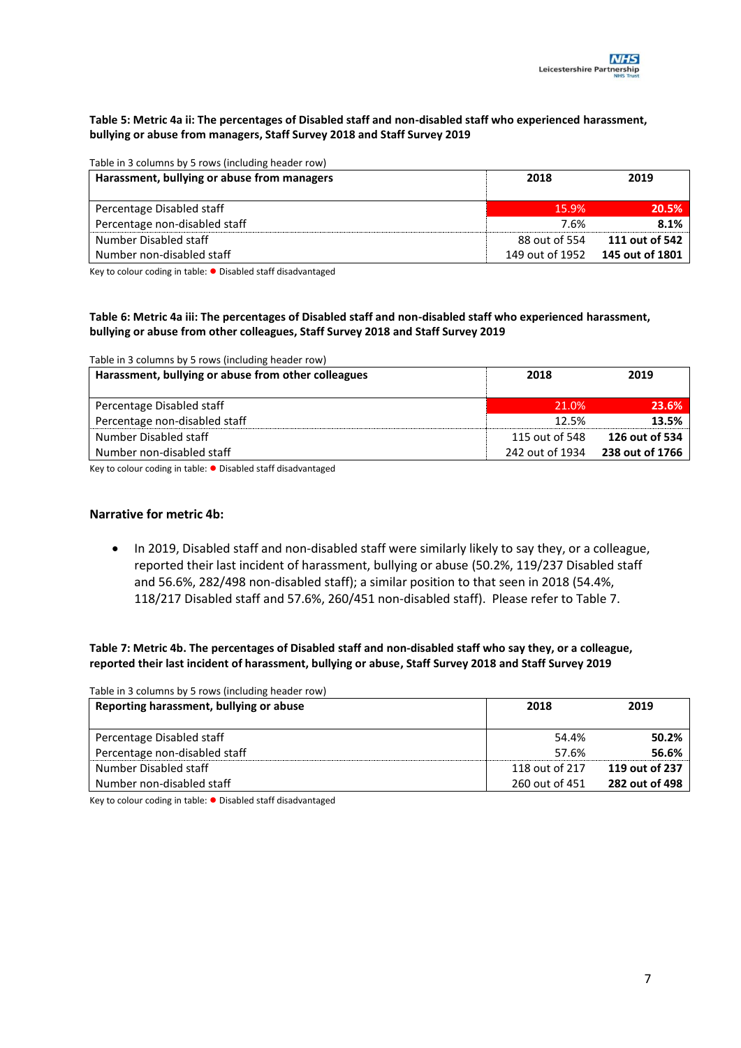**Table 5: Metric 4a ii: The percentages of Disabled staff and non-disabled staff who experienced harassment, bullying or abuse from managers, Staff Survey 2018 and Staff Survey 2019**

Table in 3 columns by 5 rows (including header row)

| Harassment, bullying or abuse from managers | 2018 | 2019 |
|---|---|---|
| Percentage Disabled staff | 15.9% | **20.5%** |
| Percentage non-disabled staff | 7.6% | **8.1%** |
| Number Disabled staff | 88 out of 554 | **111 out of 542** |
| Number non-disabled staff | 149 out of 1952 | **145 out of 1801** |

Key to colour coding in table: ● Disabled staff disadvantaged

**Table 6: Metric 4a iii: The percentages of Disabled staff and non-disabled staff who experienced harassment, bullying or abuse from other colleagues, Staff Survey 2018 and Staff Survey 2019**

Table in 3 columns by 5 rows (including header row)

| Harassment, bullying or abuse from other colleagues | 2018 | 2019 |
|---|---|---|
| Percentage Disabled staff | 21.0% | **23.6%** |
| Percentage non-disabled staff | 12.5% | **13.5%** |
| Number Disabled staff | 115 out of 548 | **126 out of 534** |
| Number non-disabled staff | 242 out of 1934 | **238 out of 1766** |

Key to colour coding in table: ● Disabled staff disadvantaged

### Narrative for metric 4b:

- In 2019, Disabled staff and non-disabled staff were similarly likely to say they, or a colleague, reported their last incident of harassment, bullying or abuse (50.2%, 119/237 Disabled staff and 56.6%, 282/498 non-disabled staff); a similar position to that seen in 2018 (54.4%, 118/217 Disabled staff and 57.6%, 260/451 non-disabled staff). Please refer to Table 7.

**Table 7: Metric 4b. The percentages of Disabled staff and non-disabled staff who say they, or a colleague, reported their last incident of harassment, bullying or abuse, Staff Survey 2018 and Staff Survey 2019**

Table in 3 columns by 5 rows (including header row)

| Reporting harassment, bullying or abuse | 2018 | 2019 |
|---|---|---|
| Percentage Disabled staff | 54.4% | **50.2%** |
| Percentage non-disabled staff | 57.6% | **56.6%** |
| Number Disabled staff | 118 out of 217 | **119 out of 237** |
| Number non-disabled staff | 260 out of 451 | **282 out of 498** |

Key to colour coding in table: ● Disabled staff disadvantaged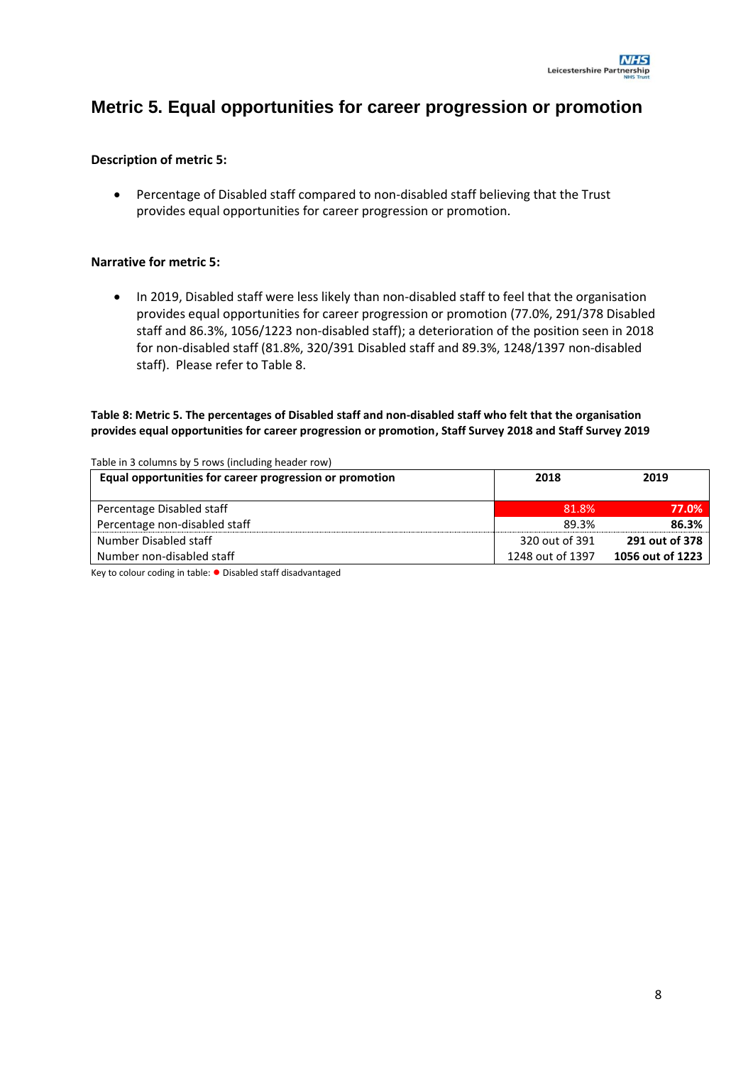## Metric 5. Equal opportunities for career progression or promotion

**Description of metric 5:**

- Percentage of Disabled staff compared to non-disabled staff believing that the Trust provides equal opportunities for career progression or promotion.

**Narrative for metric 5:**

- In 2019, Disabled staff were less likely than non-disabled staff to feel that the organisation provides equal opportunities for career progression or promotion (77.0%, 291/378 Disabled staff and 86.3%, 1056/1223 non-disabled staff); a deterioration of the position seen in 2018 for non-disabled staff (81.8%, 320/391 Disabled staff and 89.3%, 1248/1397 non-disabled staff). Please refer to Table 8.

**Table 8: Metric 5. The percentages of Disabled staff and non-disabled staff who felt that the organisation provides equal opportunities for career progression or promotion, Staff Survey 2018 and Staff Survey 2019**

Table in 3 columns by 5 rows (including header row)

| Equal opportunities for career progression or promotion | 2018 | 2019 |
|---|---|---|
| Percentage Disabled staff | 81.8% | **77.0%** |
| Percentage non-disabled staff | 89.3% | **86.3%** |
| Number Disabled staff | 320 out of 391 | **291 out of 378** |
| Number non-disabled staff | 1248 out of 1397 | **1056 out of 1223** |

Key to colour coding in table: ● Disabled staff disadvantaged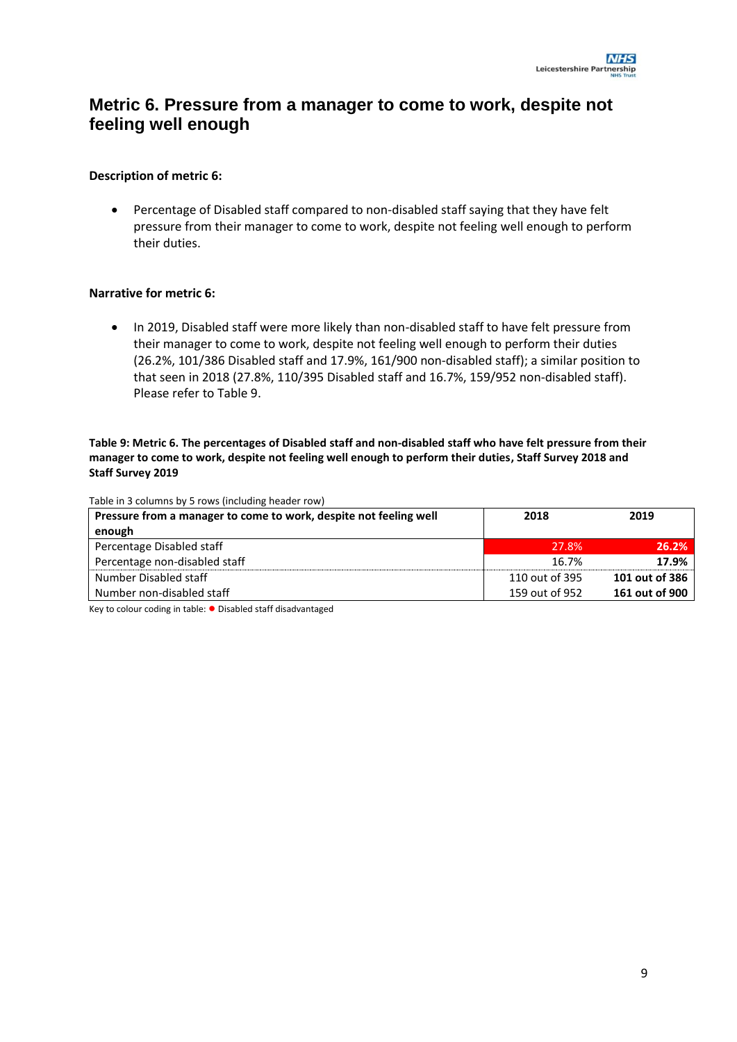## Metric 6. Pressure from a manager to come to work, despite not feeling well enough

**Description of metric 6:**

- Percentage of Disabled staff compared to non-disabled staff saying that they have felt pressure from their manager to come to work, despite not feeling well enough to perform their duties.

**Narrative for metric 6:**

- In 2019, Disabled staff were more likely than non-disabled staff to have felt pressure from their manager to come to work, despite not feeling well enough to perform their duties (26.2%, 101/386 Disabled staff and 17.9%, 161/900 non-disabled staff); a similar position to that seen in 2018 (27.8%, 110/395 Disabled staff and 16.7%, 159/952 non-disabled staff). Please refer to Table 9.

**Table 9: Metric 6. The percentages of Disabled staff and non-disabled staff who have felt pressure from their manager to come to work, despite not feeling well enough to perform their duties, Staff Survey 2018 and Staff Survey 2019**

Table in 3 columns by 5 rows (including header row)

| Pressure from a manager to come to work, despite not feeling well enough | 2018 | 2019 |
|---|---|---|
| Percentage Disabled staff | 27.8% | **26.2%** |
| Percentage non-disabled staff | 16.7% | **17.9%** |
| Number Disabled staff | 110 out of 395 | **101 out of 386** |
| Number non-disabled staff | 159 out of 952 | **161 out of 900** |

Key to colour coding in table: ● Disabled staff disadvantaged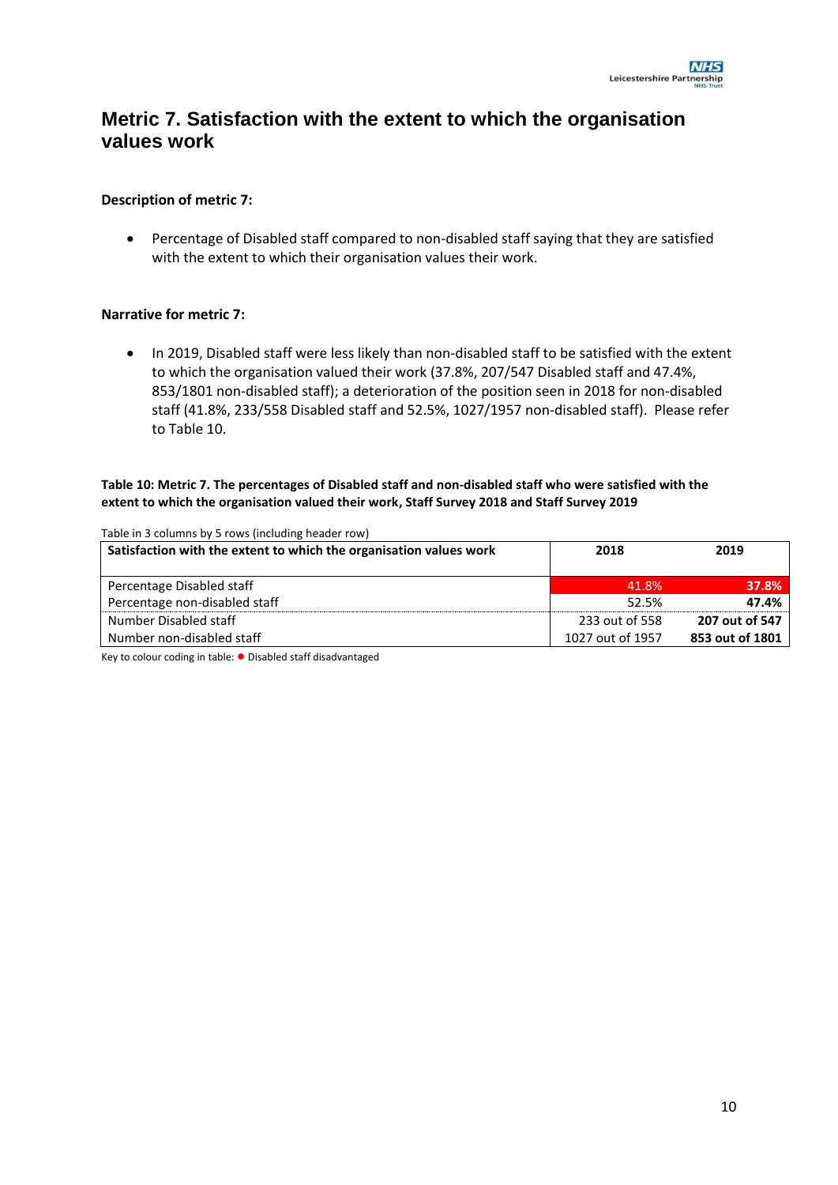## Metric 7. Satisfaction with the extent to which the organisation values work

**Description of metric 7:**

- Percentage of Disabled staff compared to non-disabled staff saying that they are satisfied with the extent to which their organisation values their work.

**Narrative for metric 7:**

- In 2019, Disabled staff were less likely than non-disabled staff to be satisfied with the extent to which the organisation valued their work (37.8%, 207/547 Disabled staff and 47.4%, 853/1801 non-disabled staff); a deterioration of the position seen in 2018 for non-disabled staff (41.8%, 233/558 Disabled staff and 52.5%, 1027/1957 non-disabled staff). Please refer to Table 10.

**Table 10: Metric 7. The percentages of Disabled staff and non-disabled staff who were satisfied with the extent to which the organisation valued their work, Staff Survey 2018 and Staff Survey 2019**

Table in 3 columns by 5 rows (including header row)

| Satisfaction with the extent to which the organisation values work | 2018 | 2019 |
|---|---|---|
| Percentage Disabled staff | 41.8% | **37.8%** |
| Percentage non-disabled staff | 52.5% | **47.4%** |
| Number Disabled staff | 233 out of 558 | **207 out of 547** |
| Number non-disabled staff | 1027 out of 1957 | **853 out of 1801** |

Key to colour coding in table: ● Disabled staff disadvantaged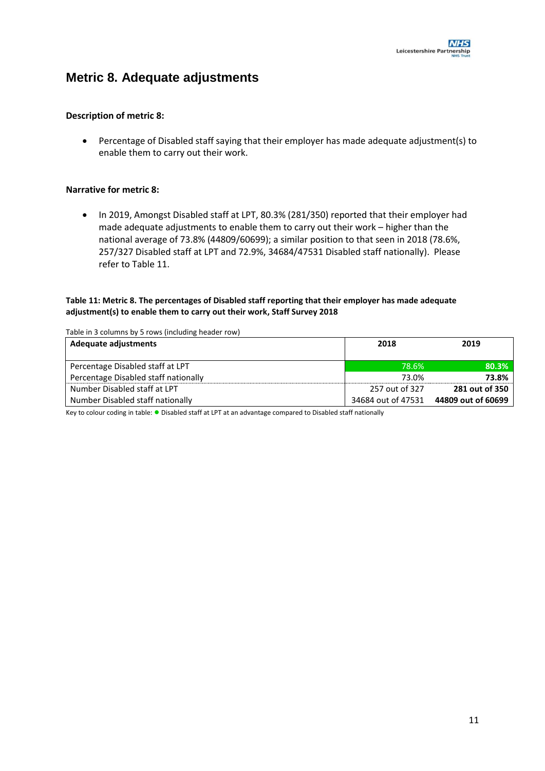# Metric 8. Adequate adjustments

**Description of metric 8:**

- Percentage of Disabled staff saying that their employer has made adequate adjustment(s) to enable them to carry out their work.

**Narrative for metric 8:**

- In 2019, Amongst Disabled staff at LPT, 80.3% (281/350) reported that their employer had made adequate adjustments to enable them to carry out their work – higher than the national average of 73.8% (44809/60699); a similar position to that seen in 2018 (78.6%, 257/327 Disabled staff at LPT and 72.9%, 34684/47531 Disabled staff nationally). Please refer to Table 11.

**Table 11: Metric 8. The percentages of Disabled staff reporting that their employer has made adequate adjustment(s) to enable them to carry out their work, Staff Survey 2018**

Table in 3 columns by 5 rows (including header row)

| Adequate adjustments | 2018 | 2019 |
|---|---|---|
| Percentage Disabled staff at LPT | 78.6% | **80.3%** |
| Percentage Disabled staff nationally | 73.0% | **73.8%** |
| Number Disabled staff at LPT | 257 out of 327 | **281 out of 350** |
| Number Disabled staff nationally | 34684 out of 47531 | **44809 out of 60699** |

Key to colour coding in table: ● Disabled staff at LPT at an advantage compared to Disabled staff nationally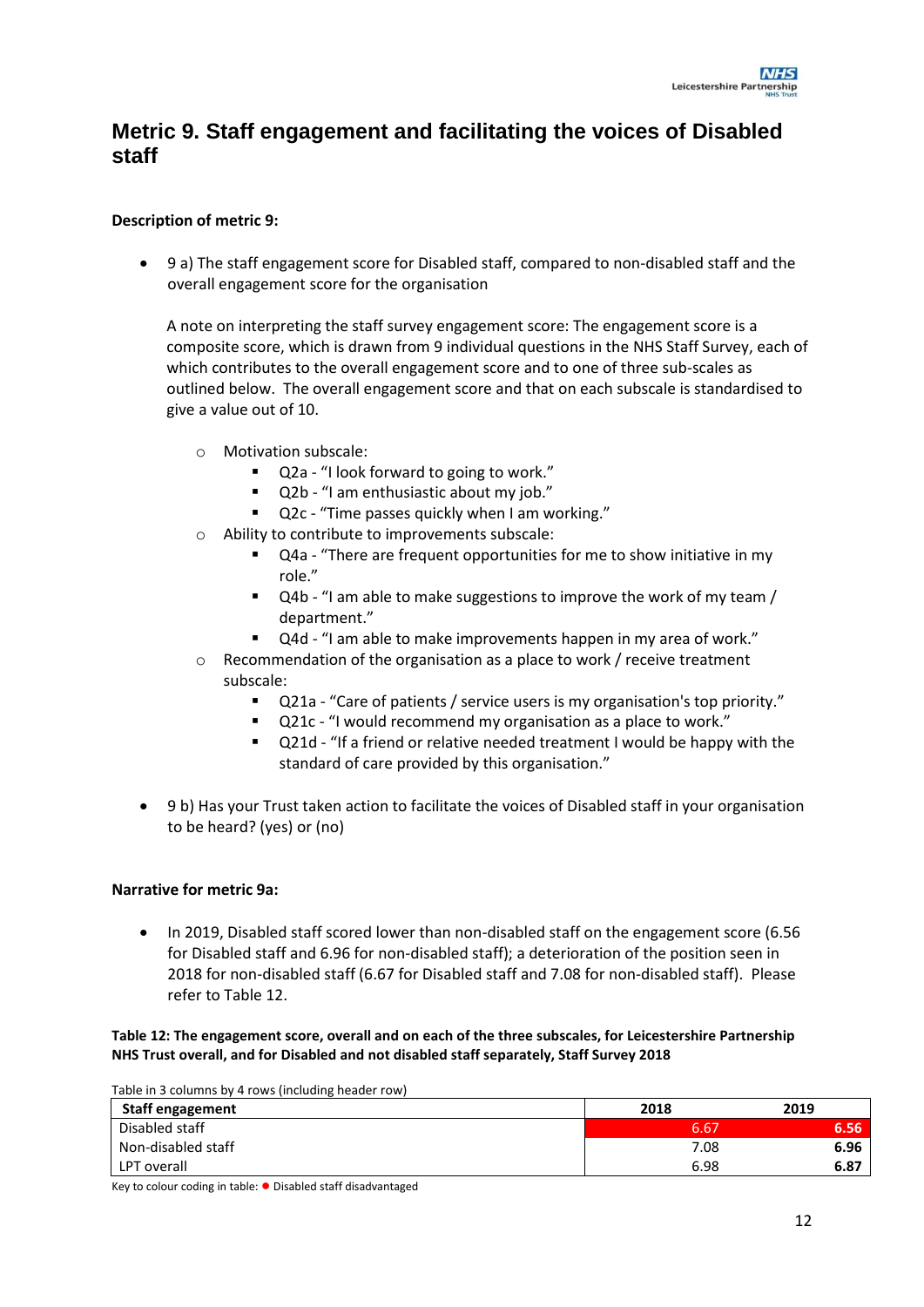## Metric 9. Staff engagement and facilitating the voices of Disabled staff

**Description of metric 9:**

- 9 a) The staff engagement score for Disabled staff, compared to non-disabled staff and the overall engagement score for the organisation

  A note on interpreting the staff survey engagement score: The engagement score is a composite score, which is drawn from 9 individual questions in the NHS Staff Survey, each of which contributes to the overall engagement score and to one of three sub-scales as outlined below. The overall engagement score and that on each subscale is standardised to give a value out of 10.

  - Motivation subscale:
    - Q2a - "I look forward to going to work."
    - Q2b - "I am enthusiastic about my job."
    - Q2c - "Time passes quickly when I am working."
  - Ability to contribute to improvements subscale:
    - Q4a - "There are frequent opportunities for me to show initiative in my role."
    - Q4b - "I am able to make suggestions to improve the work of my team / department."
    - Q4d - "I am able to make improvements happen in my area of work."
  - Recommendation of the organisation as a place to work / receive treatment subscale:
    - Q21a - "Care of patients / service users is my organisation's top priority."
    - Q21c - "I would recommend my organisation as a place to work."
    - Q21d - "If a friend or relative needed treatment I would be happy with the standard of care provided by this organisation."

- 9 b) Has your Trust taken action to facilitate the voices of Disabled staff in your organisation to be heard? (yes) or (no)

**Narrative for metric 9a:**

- In 2019, Disabled staff scored lower than non-disabled staff on the engagement score (6.56 for Disabled staff and 6.96 for non-disabled staff); a deterioration of the position seen in 2018 for non-disabled staff (6.67 for Disabled staff and 7.08 for non-disabled staff). Please refer to Table 12.

**Table 12: The engagement score, overall and on each of the three subscales, for Leicestershire Partnership NHS Trust overall, and for Disabled and not disabled staff separately, Staff Survey 2018**

Table in 3 columns by 4 rows (including header row)

| Staff engagement | 2018 | 2019 |
|---|---|---|
| Disabled staff | 6.67 | **6.56** |
| Non-disabled staff | 7.08 | **6.96** |
| LPT overall | 6.98 | **6.87** |

Key to colour coding in table: ● Disabled staff disadvantaged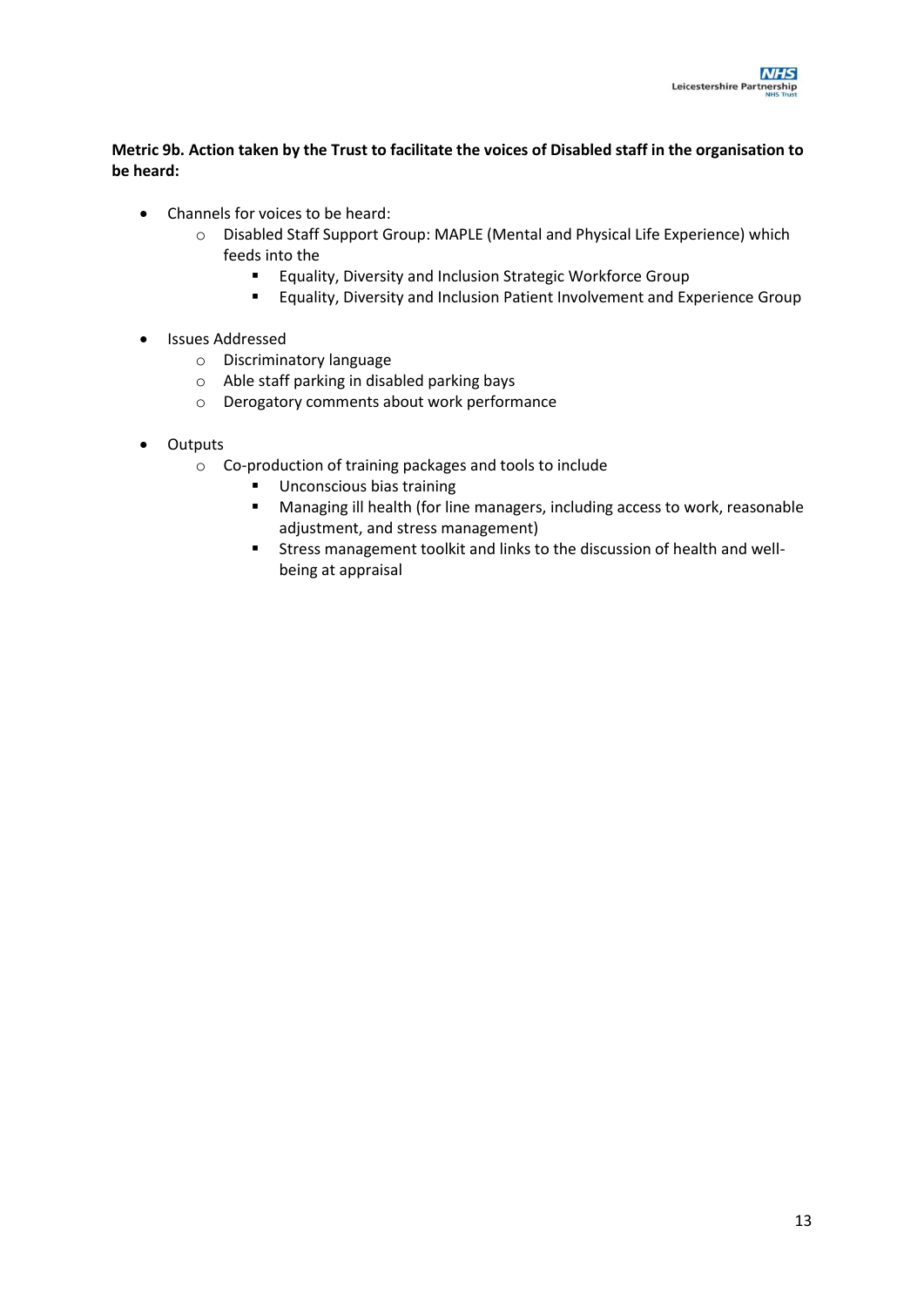**Metric 9b. Action taken by the Trust to facilitate the voices of Disabled staff in the organisation to be heard:**

- Channels for voices to be heard:
  - Disabled Staff Support Group: MAPLE (Mental and Physical Life Experience) which feeds into the
    - Equality, Diversity and Inclusion Strategic Workforce Group
    - Equality, Diversity and Inclusion Patient Involvement and Experience Group

- Issues Addressed
  - Discriminatory language
  - Able staff parking in disabled parking bays
  - Derogatory comments about work performance

- Outputs
  - Co-production of training packages and tools to include
    - Unconscious bias training
    - Managing ill health (for line managers, including access to work, reasonable adjustment, and stress management)
    - Stress management toolkit and links to the discussion of health and well-being at appraisal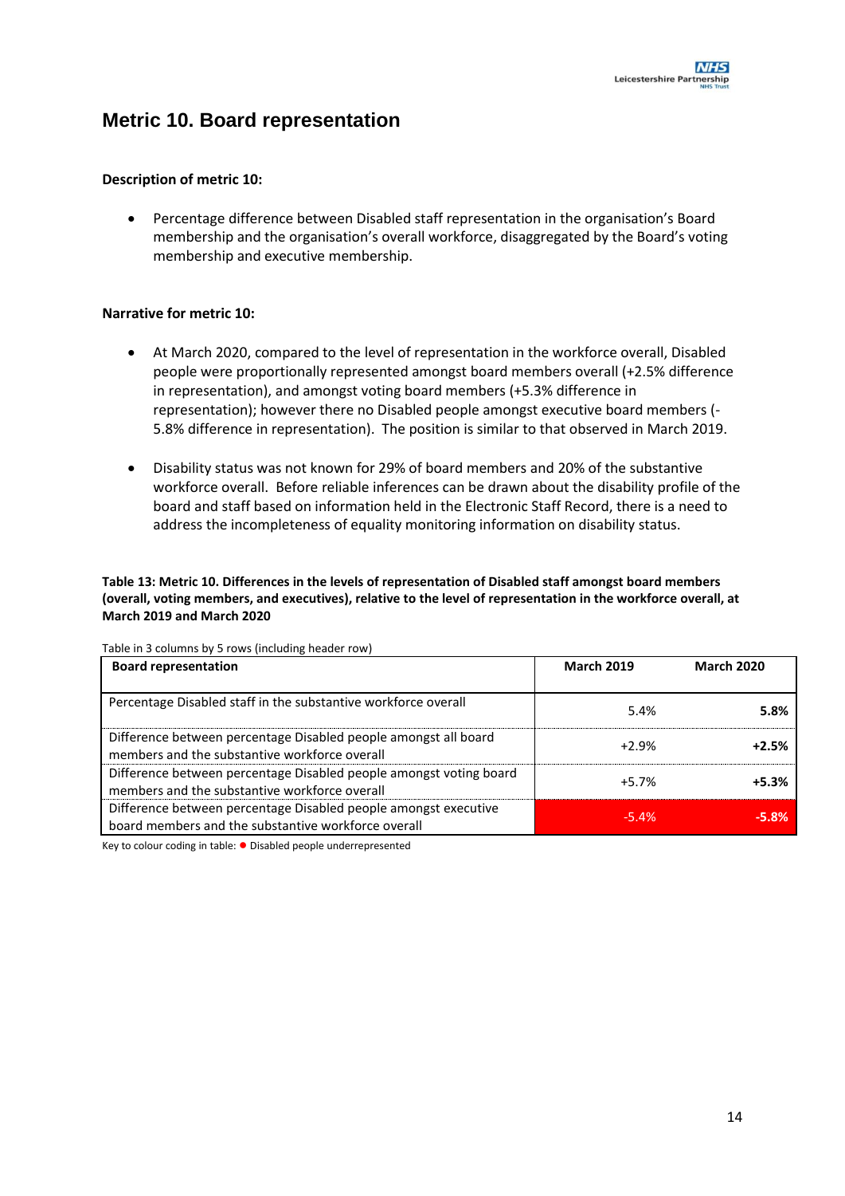# Metric 10. Board representation

**Description of metric 10:**

- Percentage difference between Disabled staff representation in the organisation's Board membership and the organisation's overall workforce, disaggregated by the Board's voting membership and executive membership.

**Narrative for metric 10:**

- At March 2020, compared to the level of representation in the workforce overall, Disabled people were proportionally represented amongst board members overall (+2.5% difference in representation), and amongst voting board members (+5.3% difference in representation); however there no Disabled people amongst executive board members (-5.8% difference in representation). The position is similar to that observed in March 2019.

- Disability status was not known for 29% of board members and 20% of the substantive workforce overall. Before reliable inferences can be drawn about the disability profile of the board and staff based on information held in the Electronic Staff Record, there is a need to address the incompleteness of equality monitoring information on disability status.

**Table 13: Metric 10. Differences in the levels of representation of Disabled staff amongst board members (overall, voting members, and executives), relative to the level of representation in the workforce overall, at March 2019 and March 2020**

Table in 3 columns by 5 rows (including header row)

| Board representation | March 2019 | March 2020 |
|---|---|---|
| Percentage Disabled staff in the substantive workforce overall | 5.4% | **5.8%** |
| Difference between percentage Disabled people amongst all board members and the substantive workforce overall | +2.9% | **+2.5%** |
| Difference between percentage Disabled people amongst voting board members and the substantive workforce overall | +5.7% | **+5.3%** |
| Difference between percentage Disabled people amongst executive board members and the substantive workforce overall | -5.4% | **-5.8%** |

Key to colour coding in table: ● Disabled people underrepresented